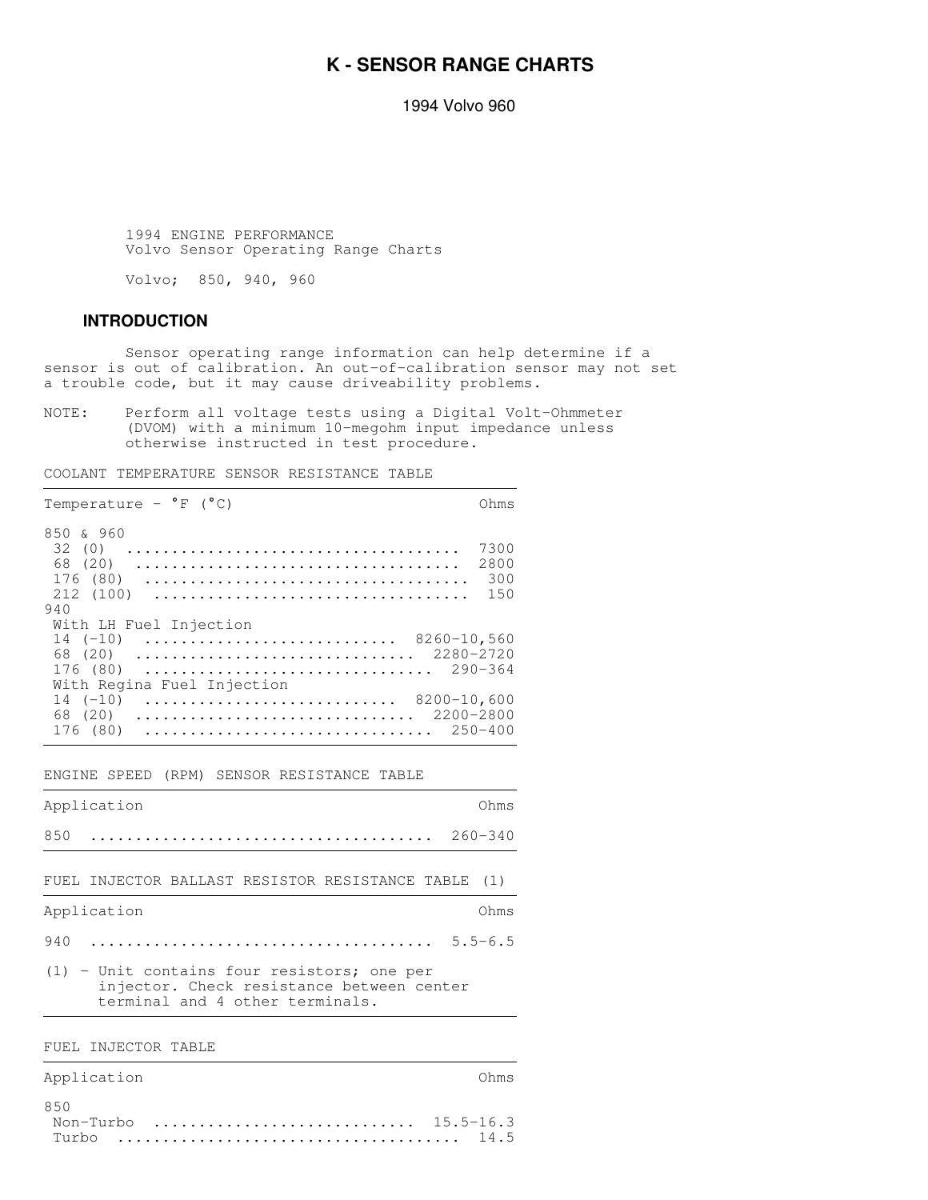# K - SENSOR RANGE CHARTS

1994 Volvo 960

1994 ENGINE PERFORMANCE
Volvo Sensor Operating Range Charts

Volvo; 850, 940, 960

## INTRODUCTION

Sensor operating range information can help determine if a sensor is out of calibration. An out-of-calibration sensor may not set a trouble code, but it may cause driveability problems.

NOTE: Perform all voltage tests using a Digital Volt-Ohmmeter (DVOM) with a minimum 10-megohm input impedance unless otherwise instructed in test procedure.

COOLANT TEMPERATURE SENSOR RESISTANCE TABLE

| Temperature - °F (°C) | Ohms |
|---|---|
| 850 & 960 | |
| 32 (0) | 7300 |
| 68 (20) | 2800 |
| 176 (80) | 300 |
| 212 (100) | 150 |
| 940 | |
| With LH Fuel Injection | |
| 14 (-10) | 8260-10,560 |
| 68 (20) | 2280-2720 |
| 176 (80) | 290-364 |
| With Regina Fuel Injection | |
| 14 (-10) | 8200-10,600 |
| 68 (20) | 2200-2800 |
| 176 (80) | 250-400 |

ENGINE SPEED (RPM) SENSOR RESISTANCE TABLE

| Application | Ohms |
|---|---|
| 850 | 260-340 |

FUEL INJECTOR BALLAST RESISTOR RESISTANCE TABLE (1)

| Application | Ohms |
|---|---|
| 940 | 5.5-6.5 |

(1) - Unit contains four resistors; one per injector. Check resistance between center terminal and 4 other terminals.

FUEL INJECTOR TABLE

| Application | Ohms |
|---|---|
| 850 | |
| Non-Turbo | 15.5-16.3 |
| Turbo | 14.5 |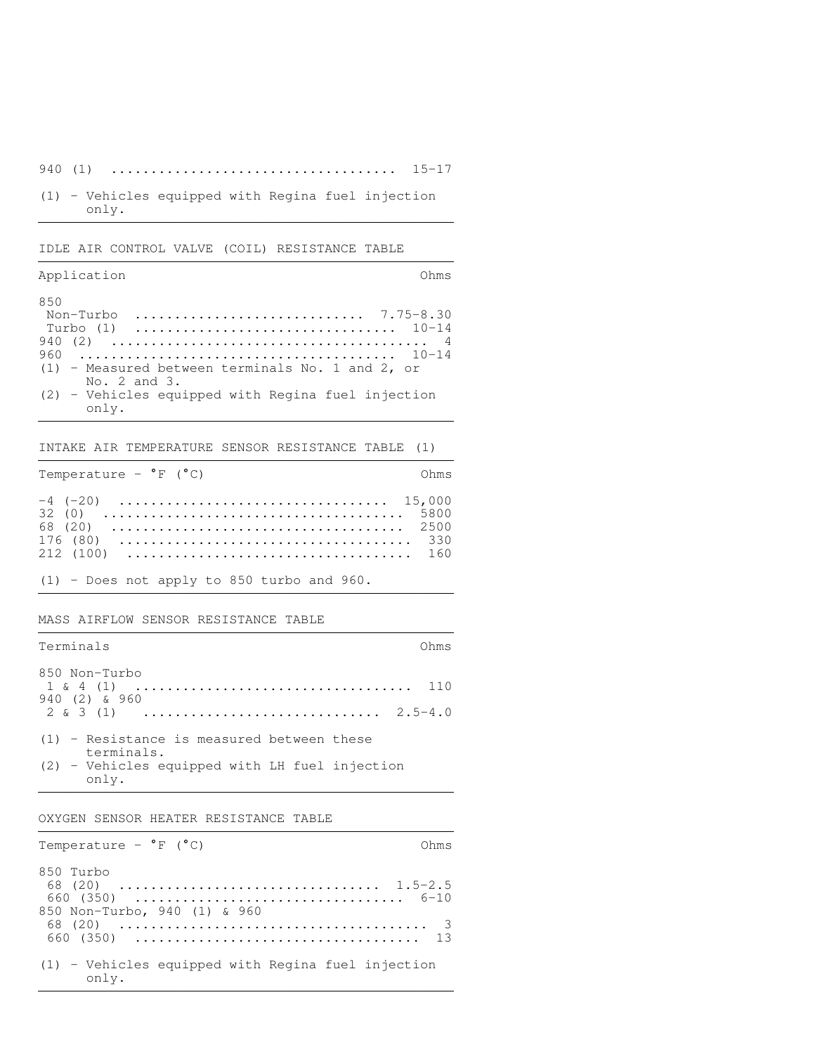| | |
|---|---|
| 940 (1) | 15-17 |

(1) - Vehicles equipped with Regina fuel injection only.

IDLE AIR CONTROL VALVE (COIL) RESISTANCE TABLE

| Application | Ohms |
|---|---|
| 850 | |
| Non-Turbo | 7.75-8.30 |
| Turbo (1) | 10-14 |
| 940 (2) | 4 |
| 960 | 10-14 |

(1) - Measured between terminals No. 1 and 2, or No. 2 and 3.
(2) - Vehicles equipped with Regina fuel injection only.

INTAKE AIR TEMPERATURE SENSOR RESISTANCE TABLE (1)

| Temperature - °F (°C) | Ohms |
|---|---|
| -4 (-20) | 15,000 |
| 32 (0) | 5800 |
| 68 (20) | 2500 |
| 176 (80) | 330 |
| 212 (100) | 160 |

(1) - Does not apply to 850 turbo and 960.

MASS AIRFLOW SENSOR RESISTANCE TABLE

| Terminals | Ohms |
|---|---|
| 850 Non-Turbo | |
| 1 & 4 (1) | 110 |
| 940 (2) & 960 | |
| 2 & 3 (1) | 2.5-4.0 |

(1) - Resistance is measured between these terminals.
(2) - Vehicles equipped with LH fuel injection only.

OXYGEN SENSOR HEATER RESISTANCE TABLE

| Temperature - °F (°C) | Ohms |
|---|---|
| 850 Turbo | |
| 68 (20) | 1.5-2.5 |
| 660 (350) | 6-10 |
| 850 Non-Turbo, 940 (1) & 960 | |
| 68 (20) | 3 |
| 660 (350) | 13 |

(1) - Vehicles equipped with Regina fuel injection only.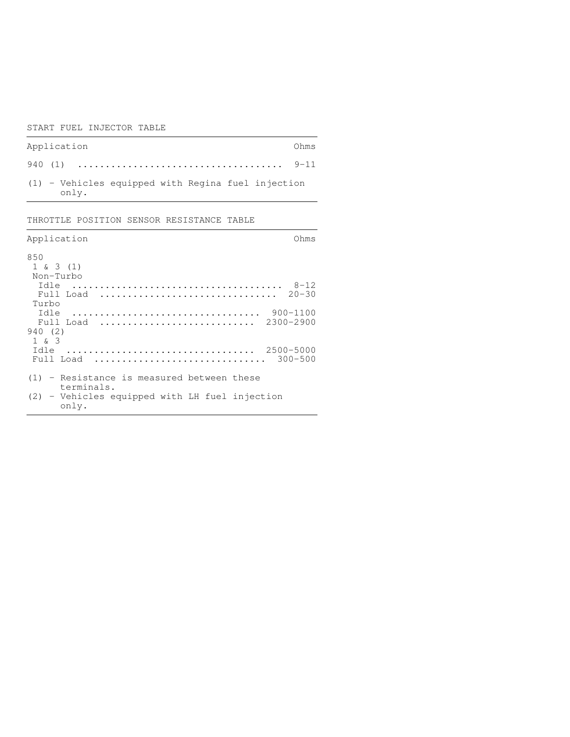START FUEL INJECTOR TABLE

| Application | Ohms |
|---|---|
| 940 (1) | 9-11 |

(1) - Vehicles equipped with Regina fuel injection only.

THROTTLE POSITION SENSOR RESISTANCE TABLE

| Application | Ohms |
|---|---|
| 850 | |
| 1 & 3 (1) | |
| Non-Turbo | |
| Idle | 8-12 |
| Full Load | 20-30 |
| Turbo | |
| Idle | 900-1100 |
| Full Load | 2300-2900 |
| 940 (2) | |
| 1 & 3 | |
| Idle | 2500-5000 |
| Full Load | 300-500 |

(1) - Resistance is measured between these terminals.

(2) - Vehicles equipped with LH fuel injection only.